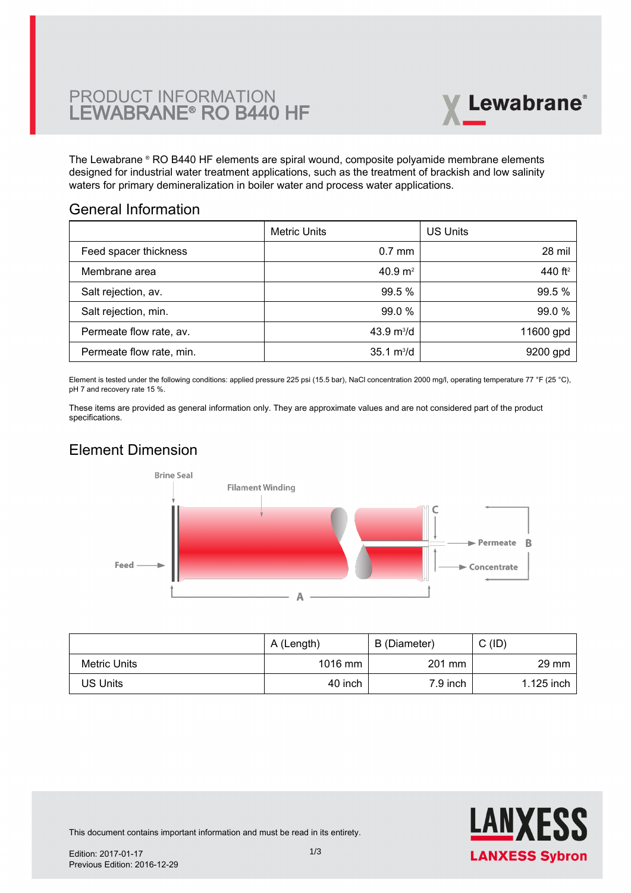# PRODUCT INFORMATION
# LEWABRANE® RO B440 HF

The Lewabrane ® RO B440 HF elements are spiral wound, composite polyamide membrane elements designed for industrial water treatment applications, such as the treatment of brackish and low salinity waters for primary demineralization in boiler water and process water applications.

## General Information

| | Metric Units | US Units |
|---|---|---|
| Feed spacer thickness | 0.7 mm | 28 mil |
| Membrane area | 40.9 $m^2$ | 440 $ft^2$ |
| Salt rejection, av. | 99.5 % | 99.5 % |
| Salt rejection, min. | 99.0 % | 99.0 % |
| Permeate flow rate, av. | 43.9 $m^3/d$ | 11600 gpd |
| Permeate flow rate, min. | 35.1 $m^3/d$ | 9200 gpd |

Element is tested under the following conditions: applied pressure 225 psi (15.5 bar), NaCl concentration 2000 mg/l, operating temperature 77 °F (25 °C), pH 7 and recovery rate 15 %.

These items are provided as general information only. They are approximate values and are not considered part of the product specifications.

## Element Dimension

Brine Seal

Filament Winding

Feed

Permeate

Concentrate

A B C

| | A (Length) | B (Diameter) | C (ID) |
|---|---|---|---|
| Metric Units | 1016 mm | 201 mm | 29 mm |
| US Units | 40 inch | 7.9 inch | 1.125 inch |

This document contains important information and must be read in its entirety.

Edition: 2017-01-17
Previous Edition: 2016-12-29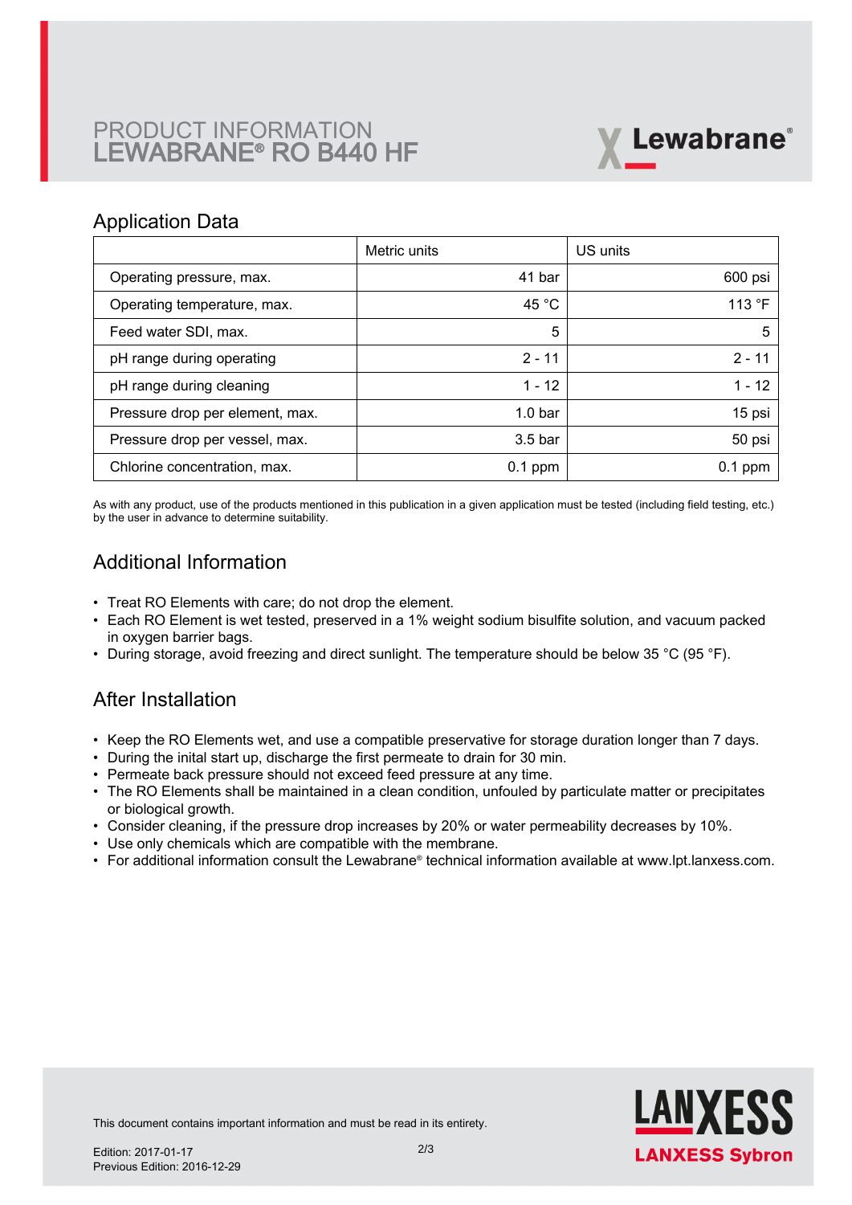# PRODUCT INFORMATION
# LEWABRANE® RO B440 HF

## Application Data

| | Metric units | US units |
|---|---|---|
| Operating pressure, max. | 41 bar | 600 psi |
| Operating temperature, max. | 45 °C | 113 °F |
| Feed water SDI, max. | 5 | 5 |
| pH range during operating | 2 - 11 | 2 - 11 |
| pH range during cleaning | 1 - 12 | 1 - 12 |
| Pressure drop per element, max. | 1.0 bar | 15 psi |
| Pressure drop per vessel, max. | 3.5 bar | 50 psi |
| Chlorine concentration, max. | 0.1 ppm | 0.1 ppm |

As with any product, use of the products mentioned in this publication in a given application must be tested (including field testing, etc.) by the user in advance to determine suitability.

## Additional Information

- Treat RO Elements with care; do not drop the element.
- Each RO Element is wet tested, preserved in a 1% weight sodium bisulfite solution, and vacuum packed in oxygen barrier bags.
- During storage, avoid freezing and direct sunlight. The temperature should be below 35 °C (95 °F).

## After Installation

- Keep the RO Elements wet, and use a compatible preservative for storage duration longer than 7 days.
- During the inital start up, discharge the first permeate to drain for 30 min.
- Permeate back pressure should not exceed feed pressure at any time.
- The RO Elements shall be maintained in a clean condition, unfouled by particulate matter or precipitates or biological growth.
- Consider cleaning, if the pressure drop increases by 20% or water permeability decreases by 10%.
- Use only chemicals which are compatible with the membrane.
- For additional information consult the Lewabrane® technical information available at www.lpt.lanxess.com.

This document contains important information and must be read in its entirety.

Edition: 2017-01-17
Previous Edition: 2016-12-29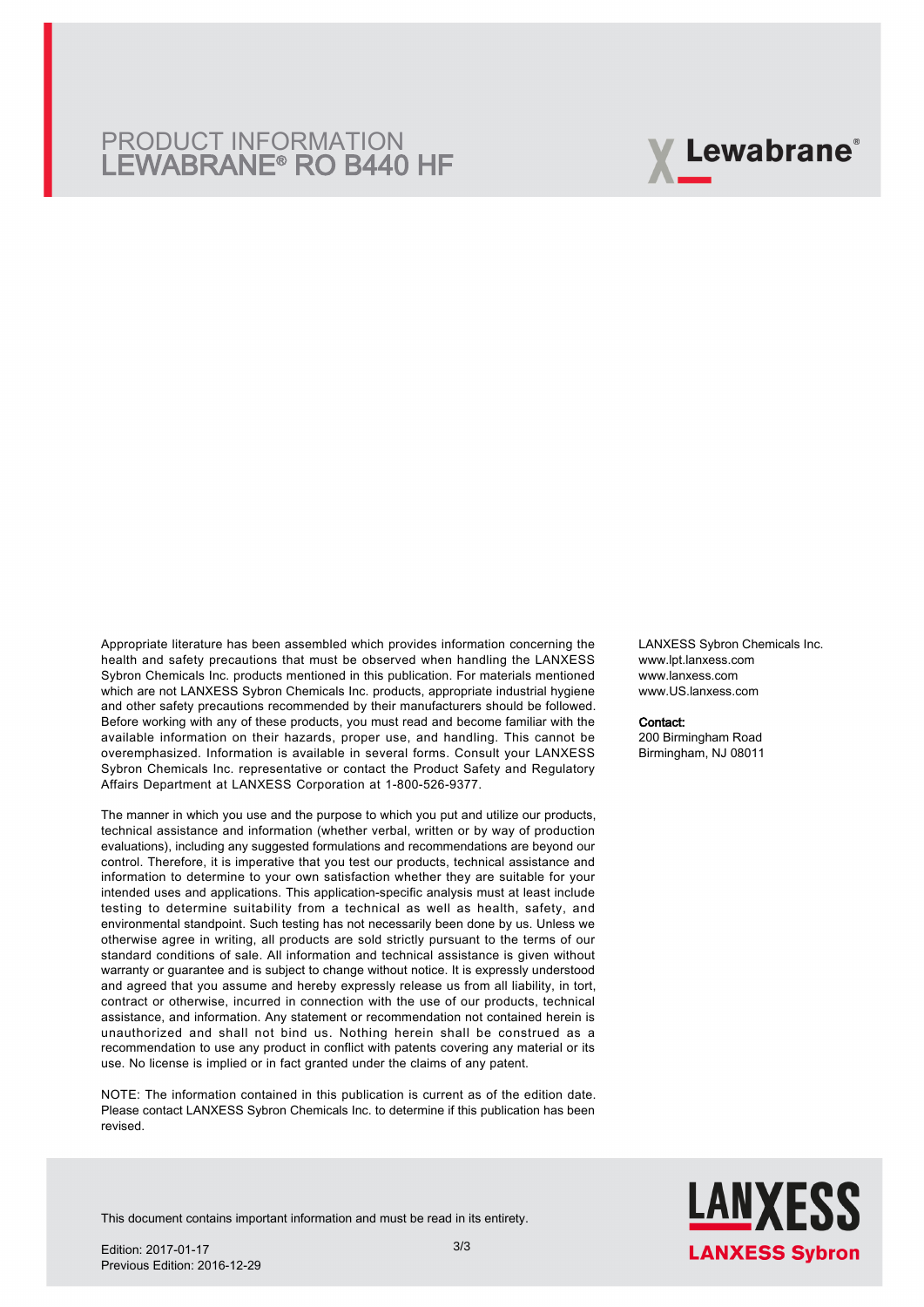Appropriate literature has been assembled which provides information concerning the health and safety precautions that must be observed when handling the LANXESS Sybron Chemicals Inc. products mentioned in this publication. For materials mentioned which are not LANXESS Sybron Chemicals Inc. products, appropriate industrial hygiene and other safety precautions recommended by their manufacturers should be followed. Before working with any of these products, you must read and become familiar with the available information on their hazards, proper use, and handling. This cannot be overemphasized. Information is available in several forms. Consult your LANXESS Sybron Chemicals Inc. representative or contact the Product Safety and Regulatory Affairs Department at LANXESS Corporation at 1-800-526-9377.

The manner in which you use and the purpose to which you put and utilize our products, technical assistance and information (whether verbal, written or by way of production evaluations), including any suggested formulations and recommendations are beyond our control. Therefore, it is imperative that you test our products, technical assistance and information to determine to your own satisfaction whether they are suitable for your intended uses and applications. This application-specific analysis must at least include testing to determine suitability from a technical as well as health, safety, and environmental standpoint. Such testing has not necessarily been done by us. Unless we otherwise agree in writing, all products are sold strictly pursuant to the terms of our standard conditions of sale. All information and technical assistance is given without warranty or guarantee and is subject to change without notice. It is expressly understood and agreed that you assume and hereby expressly release us from all liability, in tort, contract or otherwise, incurred in connection with the use of our products, technical assistance, and information. Any statement or recommendation not contained herein is unauthorized and shall not bind us. Nothing herein shall be construed as a recommendation to use any product in conflict with patents covering any material or its use. No license is implied or in fact granted under the claims of any patent.

NOTE: The information contained in this publication is current as of the edition date. Please contact LANXESS Sybron Chemicals Inc. to determine if this publication has been revised.

LANXESS Sybron Chemicals Inc.
www.lpt.lanxess.com
www.lanxess.com
www.US.lanxess.com

**Contact:**
200 Birmingham Road
Birmingham, NJ 08011

This document contains important information and must be read in its entirety.

Edition: 2017-01-17
Previous Edition: 2016-12-29